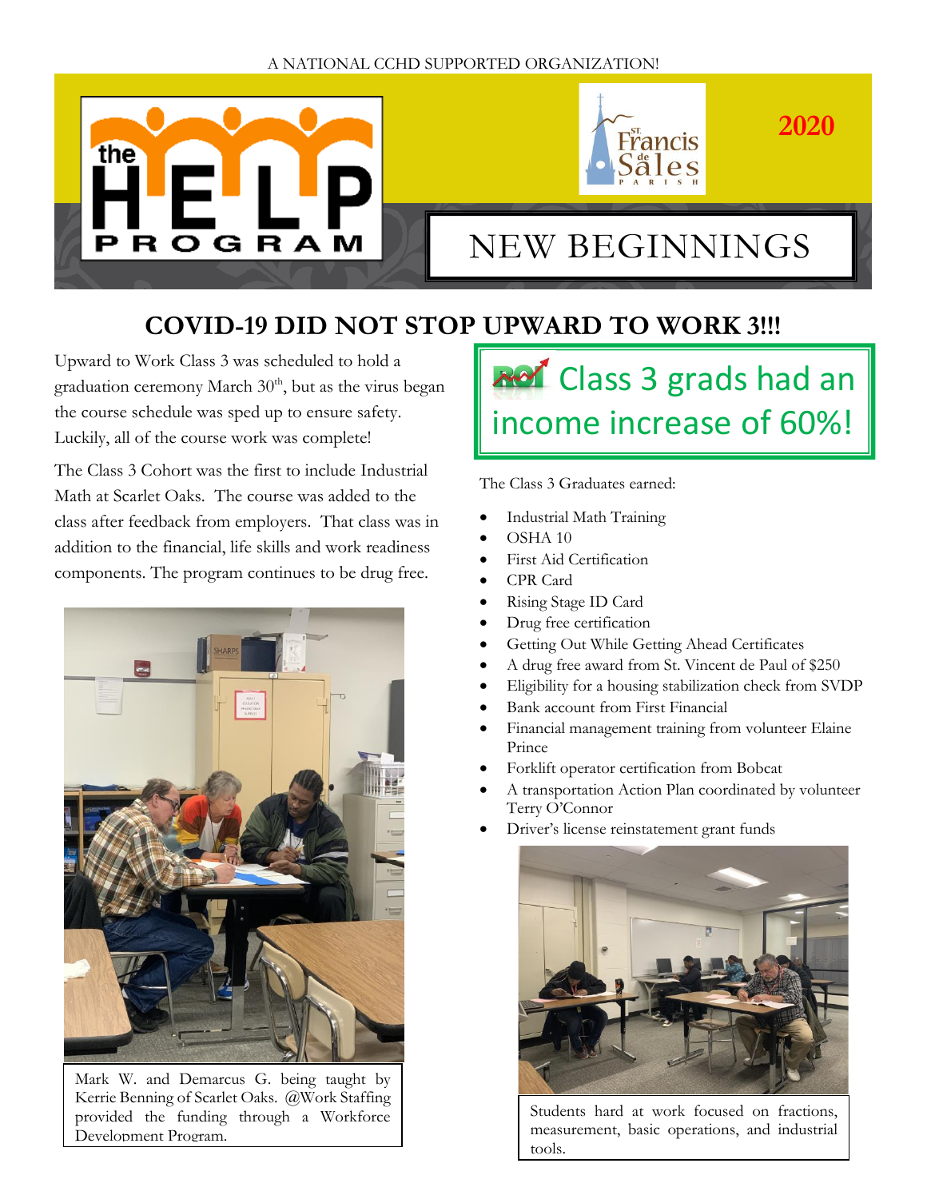A NATIONAL CCHD SUPPORTED ORGANIZATION!

the HELP PROGRAM

St. Francis de Sales Parish

2020

# NEW BEGINNINGS

## COVID-19 DID NOT STOP UPWARD TO WORK 3!!!

Upward to Work Class 3 was scheduled to hold a graduation ceremony March 30th, but as the virus began the course schedule was sped up to ensure safety. Luckily, all of the course work was complete!

The Class 3 Cohort was the first to include Industrial Math at Scarlet Oaks. The course was added to the class after feedback from employers. That class was in addition to the financial, life skills and work readiness components. The program continues to be drug free.

Mark W. and Demarcus G. being taught by Kerrie Benning of Scarlet Oaks. @Work Staffing provided the funding through a Workforce Development Program.

**ROI Class 3 grads had an income increase of 60%!**

The Class 3 Graduates earned:

- Industrial Math Training
- OSHA 10
- First Aid Certification
- CPR Card
- Rising Stage ID Card
- Drug free certification
- Getting Out While Getting Ahead Certificates
- A drug free award from St. Vincent de Paul of $250
- Eligibility for a housing stabilization check from SVDP
- Bank account from First Financial
- Financial management training from volunteer Elaine Prince
- Forklift operator certification from Bobcat
- A transportation Action Plan coordinated by volunteer Terry O'Connor
- Driver's license reinstatement grant funds

Students hard at work focused on fractions, measurement, basic operations, and industrial tools.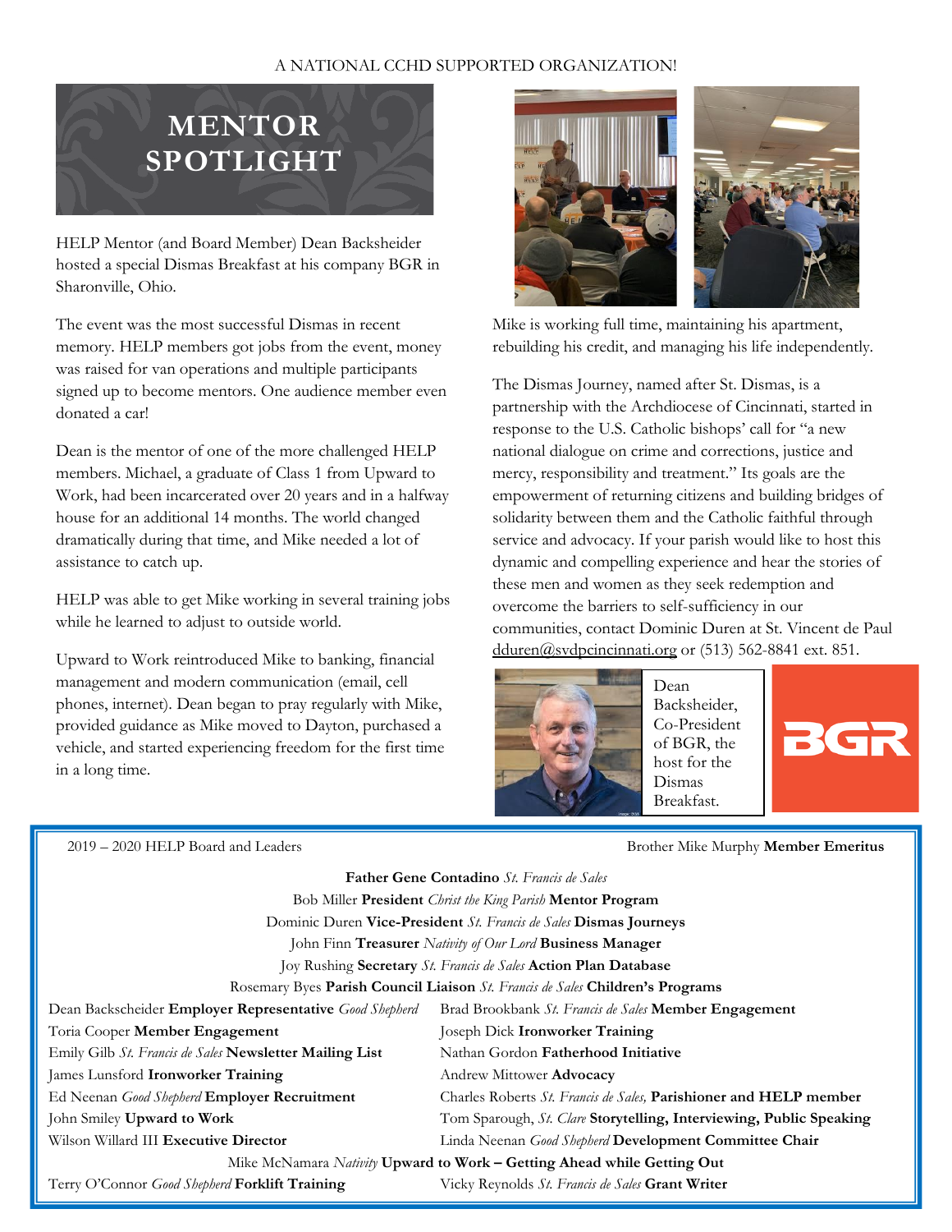A NATIONAL CCHD SUPPORTED ORGANIZATION!

# MENTOR SPOTLIGHT

HELP Mentor (and Board Member) Dean Backsheider hosted a special Dismas Breakfast at his company BGR in Sharonville, Ohio.

The event was the most successful Dismas in recent memory. HELP members got jobs from the event, money was raised for van operations and multiple participants signed up to become mentors. One audience member even donated a car!

Dean is the mentor of one of the more challenged HELP members. Michael, a graduate of Class 1 from Upward to Work, had been incarcerated over 20 years and in a halfway house for an additional 14 months. The world changed dramatically during that time, and Mike needed a lot of assistance to catch up.

HELP was able to get Mike working in several training jobs while he learned to adjust to outside world.

Upward to Work reintroduced Mike to banking, financial management and modern communication (email, cell phones, internet). Dean began to pray regularly with Mike, provided guidance as Mike moved to Dayton, purchased a vehicle, and started experiencing freedom for the first time in a long time.

Mike is working full time, maintaining his apartment, rebuilding his credit, and managing his life independently.

The Dismas Journey, named after St. Dismas, is a partnership with the Archdiocese of Cincinnati, started in response to the U.S. Catholic bishops' call for "a new national dialogue on crime and corrections, justice and mercy, responsibility and treatment." Its goals are the empowerment of returning citizens and building bridges of solidarity between them and the Catholic faithful through service and advocacy. If your parish would like to host this dynamic and compelling experience and hear the stories of these men and women as they seek redemption and overcome the barriers to self-sufficiency in our communities, contact Dominic Duren at St. Vincent de Paul dduren@svdpcincinnati.org or (513) 562-8841 ext. 851.

Dean Backsheider, Co-President of BGR, the host for the Dismas Breakfast.

BGR

---

2019 – 2020 HELP Board and Leaders

Brother Mike Murphy **Member Emeritus**

**Father Gene Contadino** *St. Francis de Sales*
Bob Miller **President** *Christ the King Parish* **Mentor Program**
Dominic Duren **Vice-President** *St. Francis de Sales* **Dismas Journeys**
John Finn **Treasurer** *Nativity of Our Lord* **Business Manager**
Joy Rushing **Secretary** *St. Francis de Sales* **Action Plan Database**
Rosemary Byes **Parish Council Liaison** *St. Francis de Sales* **Children's Programs**

Dean Backscheider **Employer Representative** *Good Shepherd*
Toria Cooper **Member Engagement**
Emily Gilb *St. Francis de Sales* **Newsletter Mailing List**
James Lunsford **Ironworker Training**
Ed Neenan *Good Shepherd* **Employer Recruitment**
John Smiley **Upward to Work**
Wilson Willard III **Executive Director**
Brad Brookbank *St. Francis de Sales* **Member Engagement**
Joseph Dick **Ironworker Training**
Nathan Gordon **Fatherhood Initiative**
Andrew Mittower **Advocacy**
Charles Roberts *St. Francis de Sales,* **Parishioner and HELP member**
Tom Sparough, *St. Clare* **Storytelling, Interviewing, Public Speaking**
Linda Neenan *Good Shepherd* **Development Committee Chair**
Mike McNamara *Nativity* **Upward to Work – Getting Ahead while Getting Out**
Terry O'Connor *Good Shepherd* **Forklift Training**
Vicky Reynolds *St. Francis de Sales* **Grant Writer**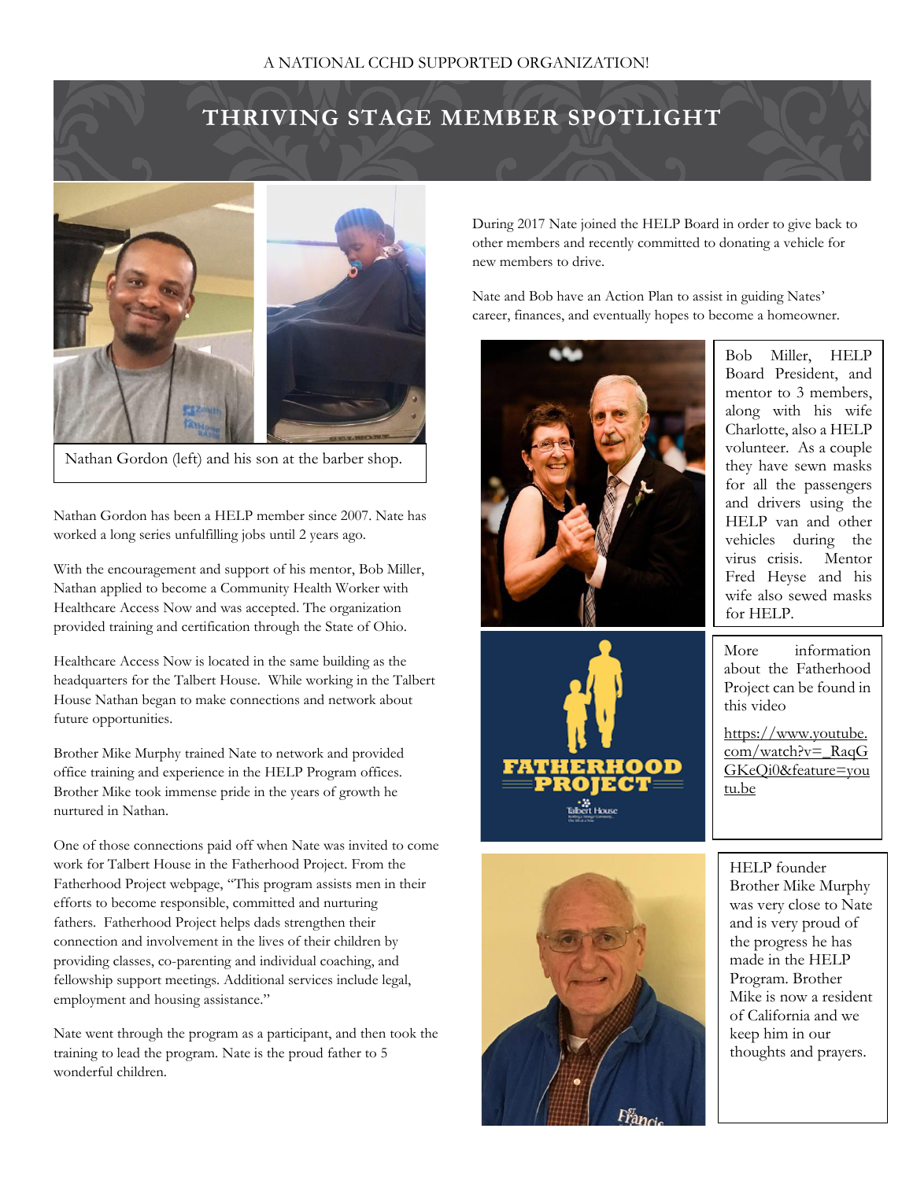A NATIONAL CCHD SUPPORTED ORGANIZATION!

# THRIVING STAGE MEMBER SPOTLIGHT

Nathan Gordon (left) and his son at the barber shop.

Nathan Gordon has been a HELP member since 2007. Nate has worked a long series unfulfilling jobs until 2 years ago.

With the encouragement and support of his mentor, Bob Miller, Nathan applied to become a Community Health Worker with Healthcare Access Now and was accepted. The organization provided training and certification through the State of Ohio.

Healthcare Access Now is located in the same building as the headquarters for the Talbert House. While working in the Talbert House Nathan began to make connections and network about future opportunities.

Brother Mike Murphy trained Nate to network and provided office training and experience in the HELP Program offices. Brother Mike took immense pride in the years of growth he nurtured in Nathan.

One of those connections paid off when Nate was invited to come work for Talbert House in the Fatherhood Project. From the Fatherhood Project webpage, "This program assists men in their efforts to become responsible, committed and nurturing fathers. Fatherhood Project helps dads strengthen their connection and involvement in the lives of their children by providing classes, co-parenting and individual coaching, and fellowship support meetings. Additional services include legal, employment and housing assistance."

Nate went through the program as a participant, and then took the training to lead the program. Nate is the proud father to 5 wonderful children.

During 2017 Nate joined the HELP Board in order to give back to other members and recently committed to donating a vehicle for new members to drive.

Nate and Bob have an Action Plan to assist in guiding Nates' career, finances, and eventually hopes to become a homeowner.

Bob Miller, HELP Board President, and mentor to 3 members, along with his wife Charlotte, also a HELP volunteer. As a couple they have sewn masks for all the passengers and drivers using the HELP van and other vehicles during the virus crisis. Mentor Fred Heyse and his wife also sewed masks for HELP.

FATHERHOOD PROJECT
Talbert House

More information about the Fatherhood Project can be found in this video

https://www.youtube.com/watch?v=_RaqGGKeQi0&feature=youtu.be

HELP founder Brother Mike Murphy was very close to Nate and is very proud of the progress he has made in the HELP Program. Brother Mike is now a resident of California and we keep him in our thoughts and prayers.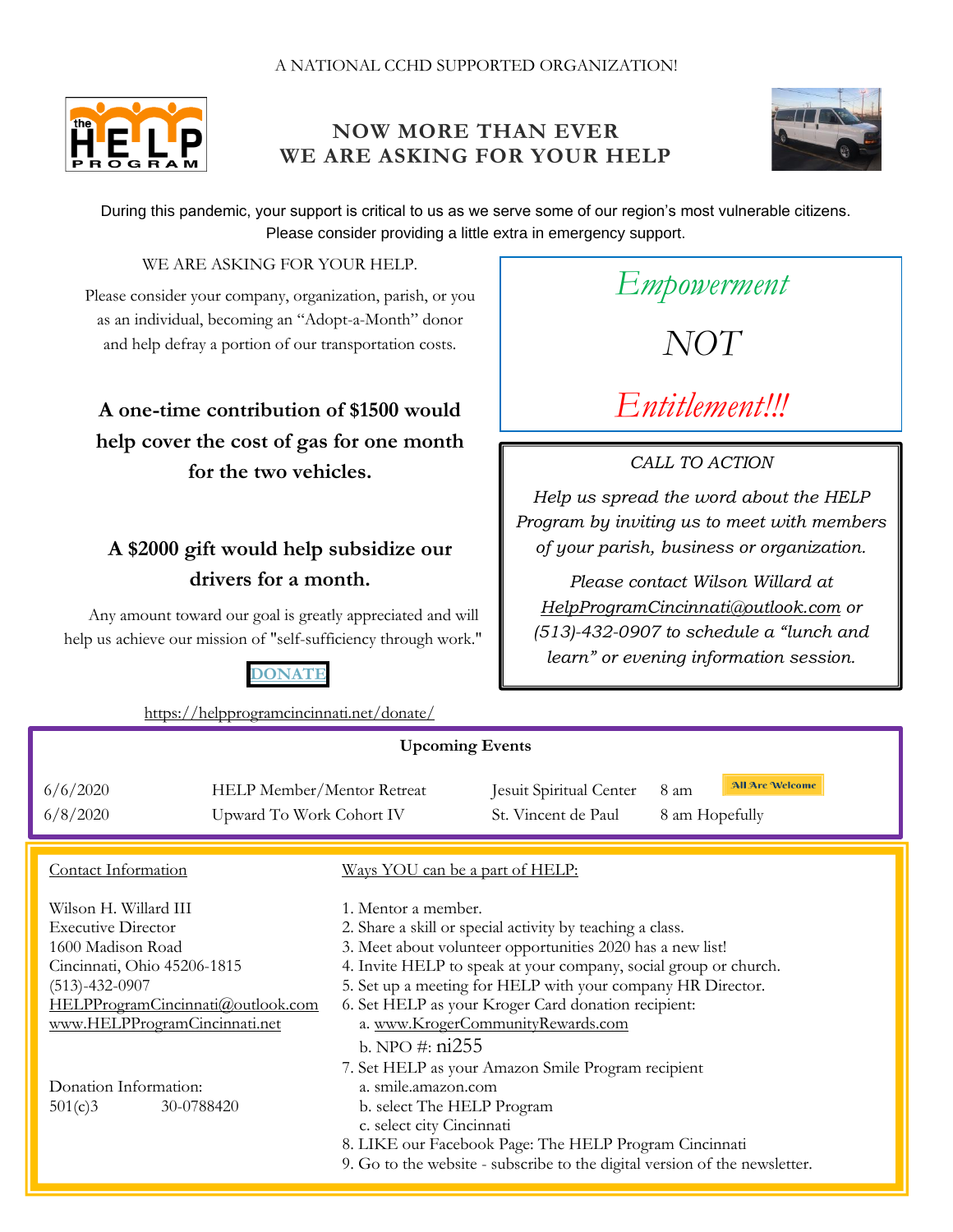A NATIONAL CCHD SUPPORTED ORGANIZATION!

## NOW MORE THAN EVER WE ARE ASKING FOR YOUR HELP

During this pandemic, your support is critical to us as we serve some of our region's most vulnerable citizens. Please consider providing a little extra in emergency support.

WE ARE ASKING FOR YOUR HELP.

Please consider your company, organization, parish, or you as an individual, becoming an "Adopt-a-Month" donor and help defray a portion of our transportation costs.

**A one-time contribution of $1500 would help cover the cost of gas for one month for the two vehicles.**

**A $2000 gift would help subsidize our drivers for a month.**

Any amount toward our goal is greatly appreciated and will help us achieve our mission of "self-sufficiency through work."

**DONATE**

https://helpprogramcincinnati.net/donate/

*Empowerment*

*NOT*

*Entitlement!!!*

*CALL TO ACTION*

*Help us spread the word about the HELP Program by inviting us to meet with members of your parish, business or organization.*

*Please contact Wilson Willard at HelpProgramCincinnati@outlook.com or (513)-432-0907 to schedule a "lunch and learn" or evening information session.*

**Upcoming Events**

| | | | |
|---|---|---|---|
| 6/6/2020 | HELP Member/Mentor Retreat | Jesuit Spiritual Center | 8 am — All Are Welcome |
| 6/8/2020 | Upward To Work Cohort IV | St. Vincent de Paul | 8 am Hopefully |

Contact Information

Wilson H. Willard III
Executive Director
1600 Madison Road
Cincinnati, Ohio 45206-1815
(513)-432-0907
HELPProgramCincinnati@outlook.com
www.HELPProgramCincinnati.net

Donation Information:
501(c)3 30-0788420

Ways YOU can be a part of HELP:

1. Mentor a member.
2. Share a skill or special activity by teaching a class.
3. Meet about volunteer opportunities 2020 has a new list!
4. Invite HELP to speak at your company, social group or church.
5. Set up a meeting for HELP with your company HR Director.
6. Set HELP as your Kroger Card donation recipient:
   a. www.KrogerCommunityRewards.com
   b. NPO #: ni255
7. Set HELP as your Amazon Smile Program recipient
   a. smile.amazon.com
   b. select The HELP Program
   c. select city Cincinnati
8. LIKE our Facebook Page: The HELP Program Cincinnati
9. Go to the website - subscribe to the digital version of the newsletter.